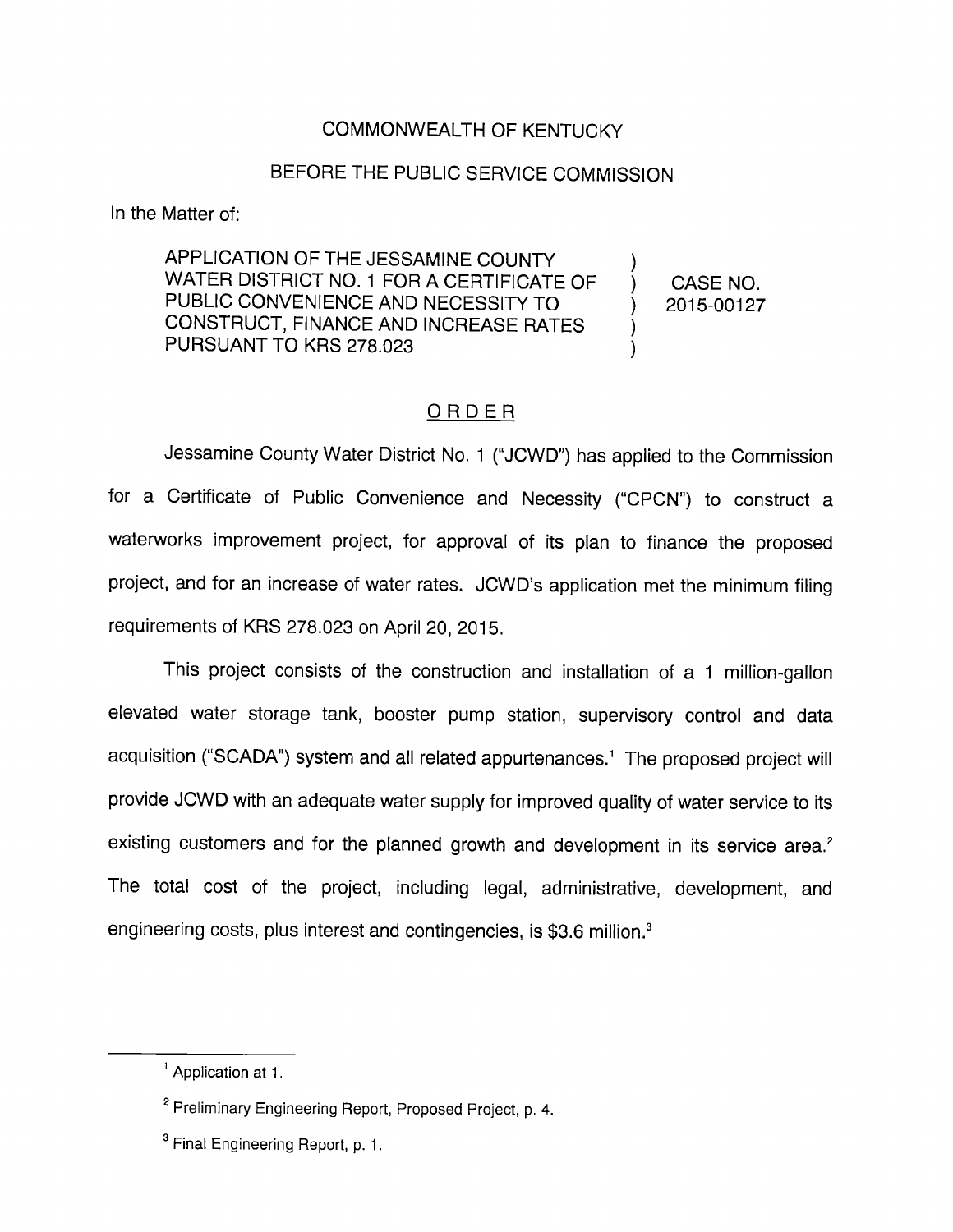COMMONWEALTH OF KENTUCKY

BEFORE THE PUBLIC SERVICE COMMISSION

In the Matter of:

| | | |
|---|---|---|
| APPLICATION OF THE JESSAMINE COUNTY WATER DISTRICT NO. 1 FOR A CERTIFICATE OF PUBLIC CONVENIENCE AND NECESSITY TO CONSTRUCT, FINANCE AND INCREASE RATES PURSUANT TO KRS 278.023 | ) | CASE NO. 2015-00127 |

## ORDER

Jessamine County Water District No. 1 ("JCWD") has applied to the Commission for a Certificate of Public Convenience and Necessity ("CPCN") to construct a waterworks improvement project, for approval of its plan to finance the proposed project, and for an increase of water rates. JCWD's application met the minimum filing requirements of KRS 278.023 on April 20, 2015.

This project consists of the construction and installation of a 1 million-gallon elevated water storage tank, booster pump station, supervisory control and data acquisition ("SCADA") system and all related appurtenances.[1] The proposed project will provide JCWD with an adequate water supply for improved quality of water service to its existing customers and for the planned growth and development in its service area.[2] The total cost of the project, including legal, administrative, development, and engineering costs, plus interest and contingencies, is $3.6 million.[3]

---

[1] Application at 1.

[2] Preliminary Engineering Report, Proposed Project, p. 4.

[3] Final Engineering Report, p. 1.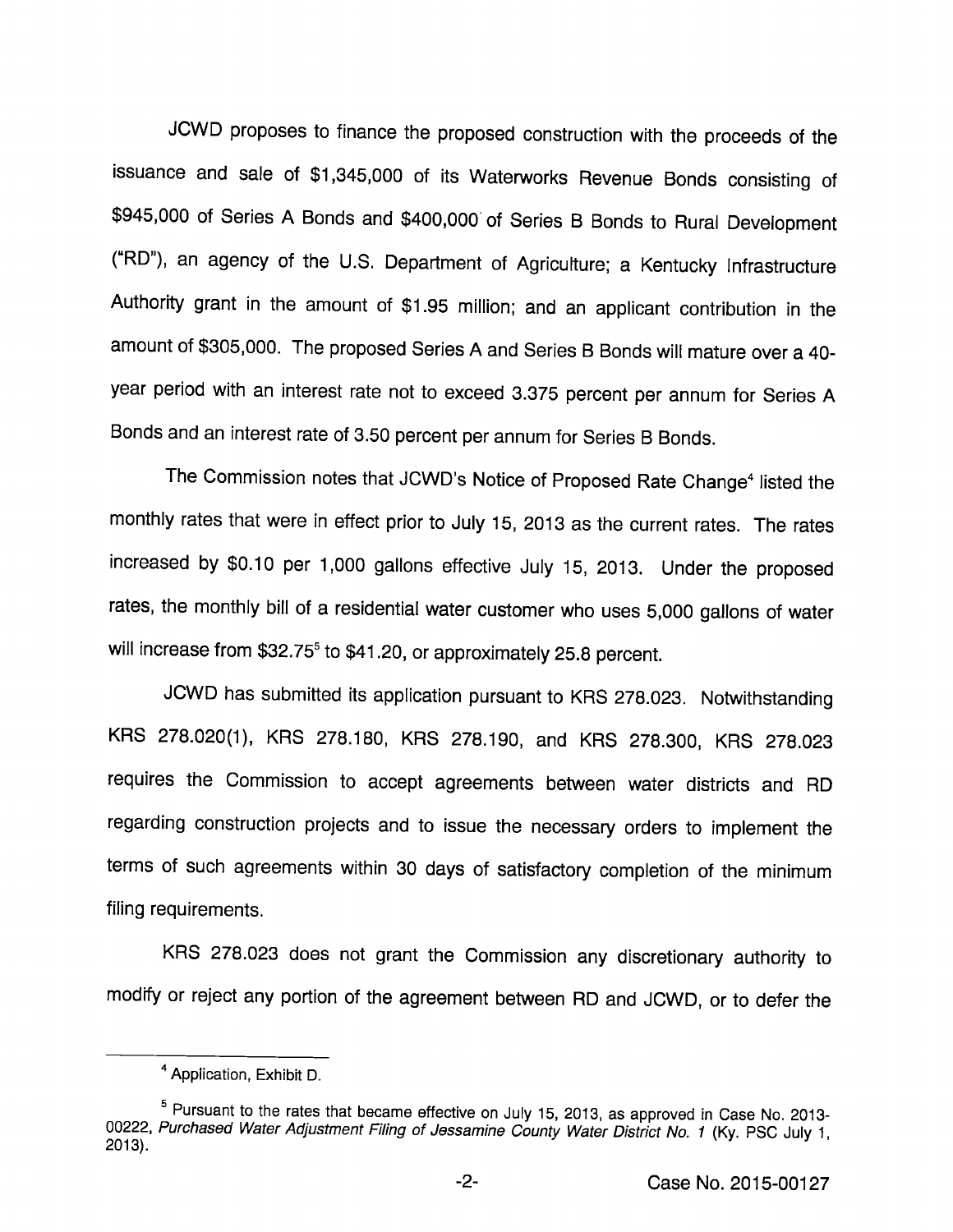JCWD proposes to finance the proposed construction with the proceeds of the issuance and sale of $1,345,000 of its Waterworks Revenue Bonds consisting of $945,000 of Series A Bonds and $400,000 of Series B Bonds to Rural Development ("RD"), an agency of the U.S. Department of Agriculture; a Kentucky Infrastructure Authority grant in the amount of $1.95 million; and an applicant contribution in the amount of $305,000. The proposed Series A and Series B Bonds will mature over a 40-year period with an interest rate not to exceed 3.375 percent per annum for Series A Bonds and an interest rate of 3.50 percent per annum for Series B Bonds.

The Commission notes that JCWD's Notice of Proposed Rate Change[4] listed the monthly rates that were in effect prior to July 15, 2013 as the current rates. The rates increased by $0.10 per 1,000 gallons effective July 15, 2013. Under the proposed rates, the monthly bill of a residential water customer who uses 5,000 gallons of water will increase from $32.75[5] to $41.20, or approximately 25.8 percent.

JCWD has submitted its application pursuant to KRS 278.023. Notwithstanding KRS 278.020(1), KRS 278.180, KRS 278.190, and KRS 278.300, KRS 278.023 requires the Commission to accept agreements between water districts and RD regarding construction projects and to issue the necessary orders to implement the terms of such agreements within 30 days of satisfactory completion of the minimum filing requirements.

KRS 278.023 does not grant the Commission any discretionary authority to modify or reject any portion of the agreement between RD and JCWD, or to defer the

---

[4] Application, Exhibit D.

[5] Pursuant to the rates that became effective on July 15, 2013, as approved in Case No. 2013-00222, *Purchased Water Adjustment Filing of Jessamine County Water District No. 1* (Ky. PSC July 1, 2013).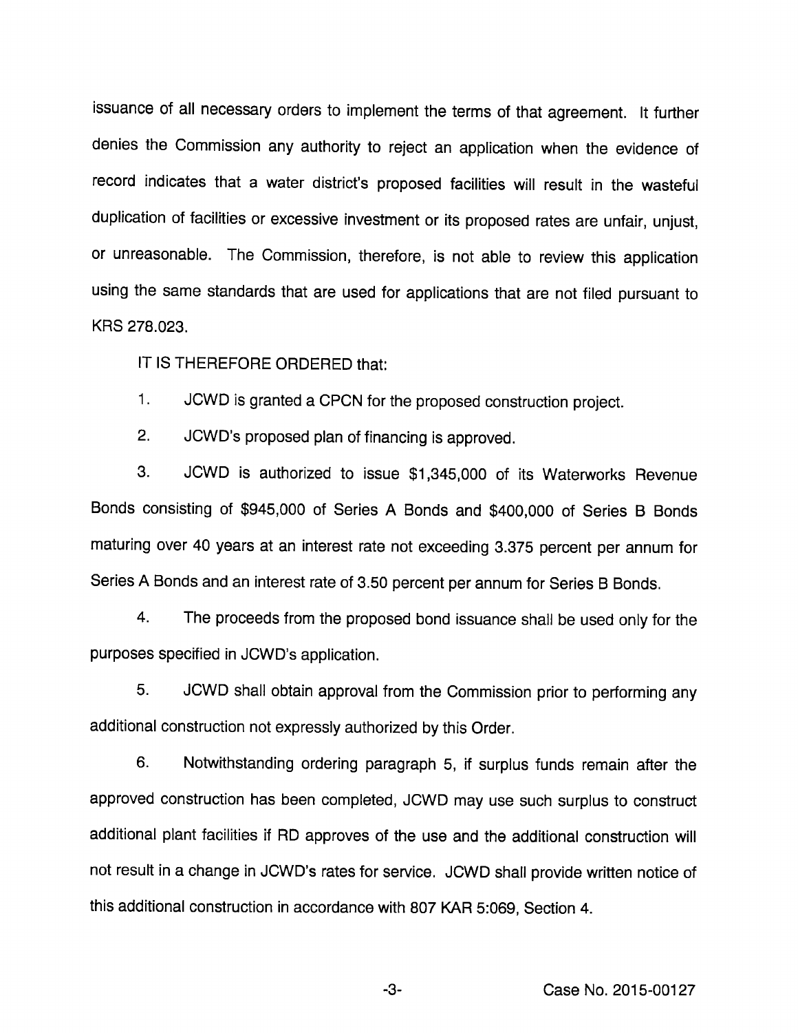issuance of all necessary orders to implement the terms of that agreement. It further denies the Commission any authority to reject an application when the evidence of record indicates that a water district's proposed facilities will result in the wasteful duplication of facilities or excessive investment or its proposed rates are unfair, unjust, or unreasonable. The Commission, therefore, is not able to review this application using the same standards that are used for applications that are not filed pursuant to KRS 278.023.

IT IS THEREFORE ORDERED that:

1. JCWD is granted a CPCN for the proposed construction project.

2. JCWD's proposed plan of financing is approved.

3. JCWD is authorized to issue $1,345,000 of its Waterworks Revenue Bonds consisting of $945,000 of Series A Bonds and $400,000 of Series B Bonds maturing over 40 years at an interest rate not exceeding 3.375 percent per annum for Series A Bonds and an interest rate of 3.50 percent per annum for Series B Bonds.

4. The proceeds from the proposed bond issuance shall be used only for the purposes specified in JCWD's application.

5. JCWD shall obtain approval from the Commission prior to performing any additional construction not expressly authorized by this Order.

6. Notwithstanding ordering paragraph 5, if surplus funds remain after the approved construction has been completed, JCWD may use such surplus to construct additional plant facilities if RD approves of the use and the additional construction will not result in a change in JCWD's rates for service. JCWD shall provide written notice of this additional construction in accordance with 807 KAR 5:069, Section 4.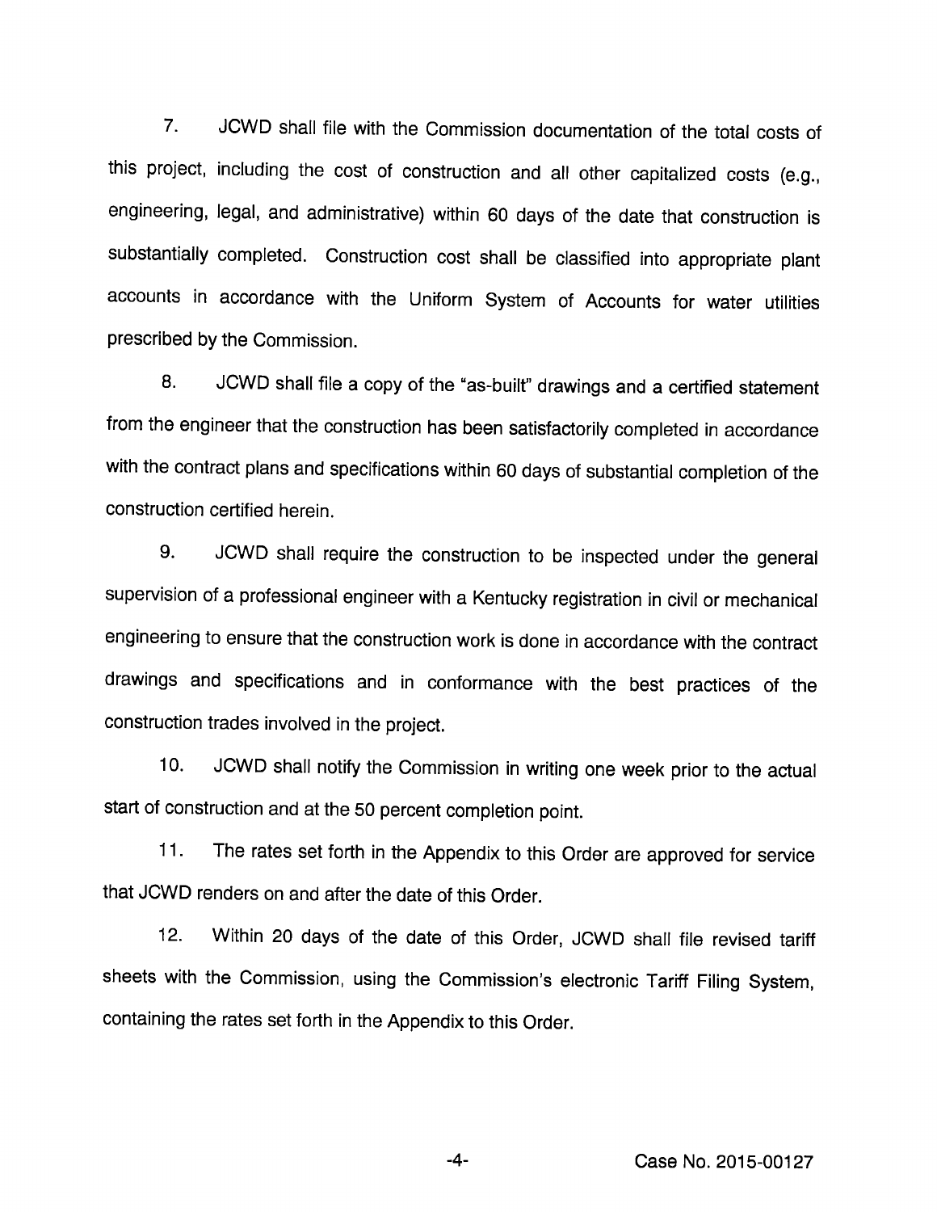7. JCWD shall file with the Commission documentation of the total costs of this project, including the cost of construction and all other capitalized costs (e.g., engineering, legal, and administrative) within 60 days of the date that construction is substantially completed. Construction cost shall be classified into appropriate plant accounts in accordance with the Uniform System of Accounts for water utilities prescribed by the Commission.

8. JCWD shall file a copy of the "as-built" drawings and a certified statement from the engineer that the construction has been satisfactorily completed in accordance with the contract plans and specifications within 60 days of substantial completion of the construction certified herein.

9. JCWD shall require the construction to be inspected under the general supervision of a professional engineer with a Kentucky registration in civil or mechanical engineering to ensure that the construction work is done in accordance with the contract drawings and specifications and in conformance with the best practices of the construction trades involved in the project.

10. JCWD shall notify the Commission in writing one week prior to the actual start of construction and at the 50 percent completion point.

11. The rates set forth in the Appendix to this Order are approved for service that JCWD renders on and after the date of this Order.

12. Within 20 days of the date of this Order, JCWD shall file revised tariff sheets with the Commission, using the Commission's electronic Tariff Filing System, containing the rates set forth in the Appendix to this Order.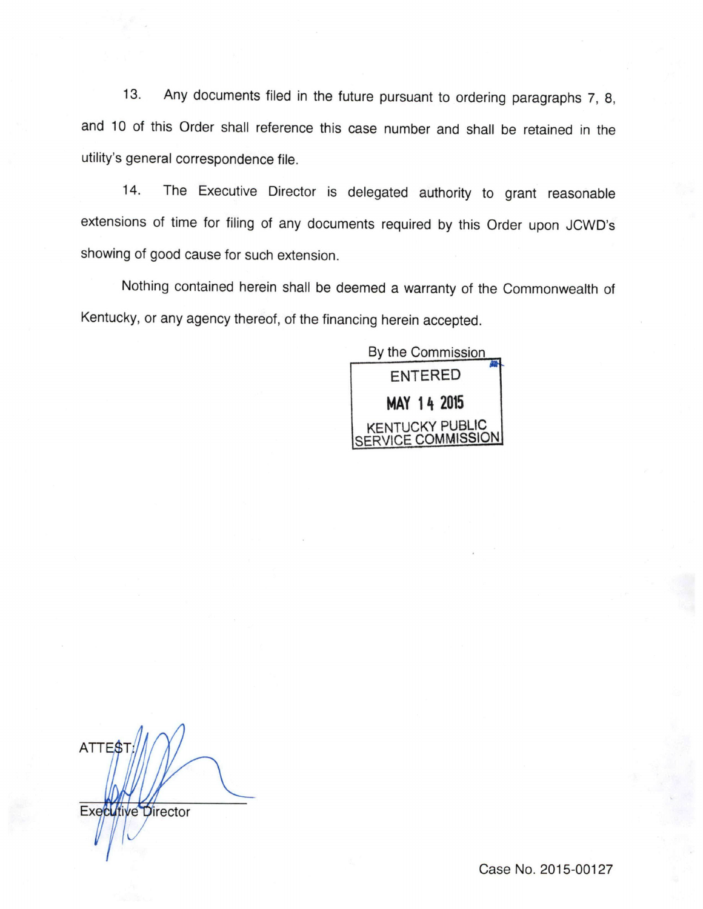13. Any documents filed in the future pursuant to ordering paragraphs 7, 8, and 10 of this Order shall reference this case number and shall be retained in the utility's general correspondence file.

14. The Executive Director is delegated authority to grant reasonable extensions of time for filing of any documents required by this Order upon JCWD's showing of good cause for such extension.

Nothing contained herein shall be deemed a warranty of the Commonwealth of Kentucky, or any agency thereof, of the financing herein accepted.

By the Commission

ENTERED

MAY 14 2015

KENTUCKY PUBLIC SERVICE COMMISSION

ATTEST:

Executive Director

Case No. 2015-00127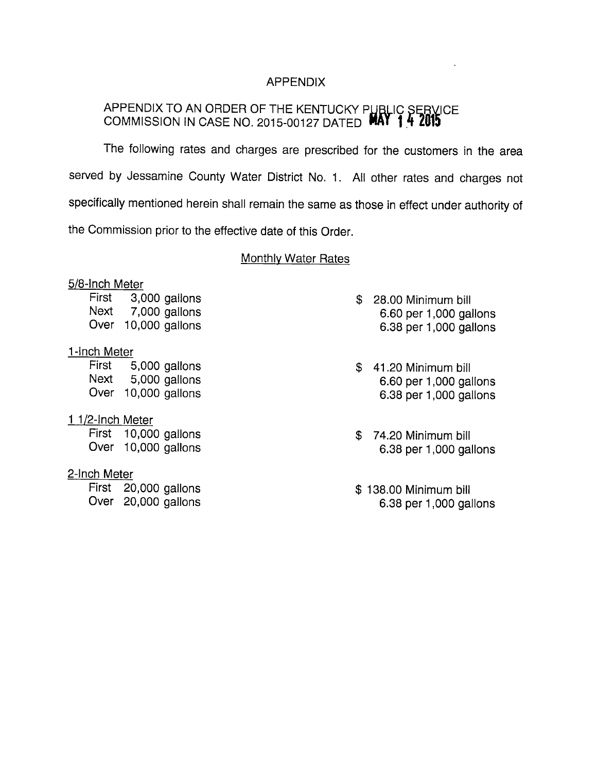# APPENDIX

## APPENDIX TO AN ORDER OF THE KENTUCKY PUBLIC SERVICE COMMISSION IN CASE NO. 2015-00127 DATED MAY 14 2015

The following rates and charges are prescribed for the customers in the area served by Jessamine County Water District No. 1. All other rates and charges not specifically mentioned herein shall remain the same as those in effect under authority of the Commission prior to the effective date of this Order.

### Monthly Water Rates

**5/8-Inch Meter**

| | | |
|---|---|---|
| First | 3,000 gallons | $ 28.00 Minimum bill |
| Next | 7,000 gallons | 6.60 per 1,000 gallons |
| Over | 10,000 gallons | 6.38 per 1,000 gallons |

**1-Inch Meter**

| | | |
|---|---|---|
| First | 5,000 gallons | $ 41.20 Minimum bill |
| Next | 5,000 gallons | 6.60 per 1,000 gallons |
| Over | 10,000 gallons | 6.38 per 1,000 gallons |

**1 1/2-Inch Meter**

| | | |
|---|---|---|
| First | 10,000 gallons | $ 74.20 Minimum bill |
| Over | 10,000 gallons | 6.38 per 1,000 gallons |

**2-Inch Meter**

| | | |
|---|---|---|
| First | 20,000 gallons | $ 138.00 Minimum bill |
| Over | 20,000 gallons | 6.38 per 1,000 gallons |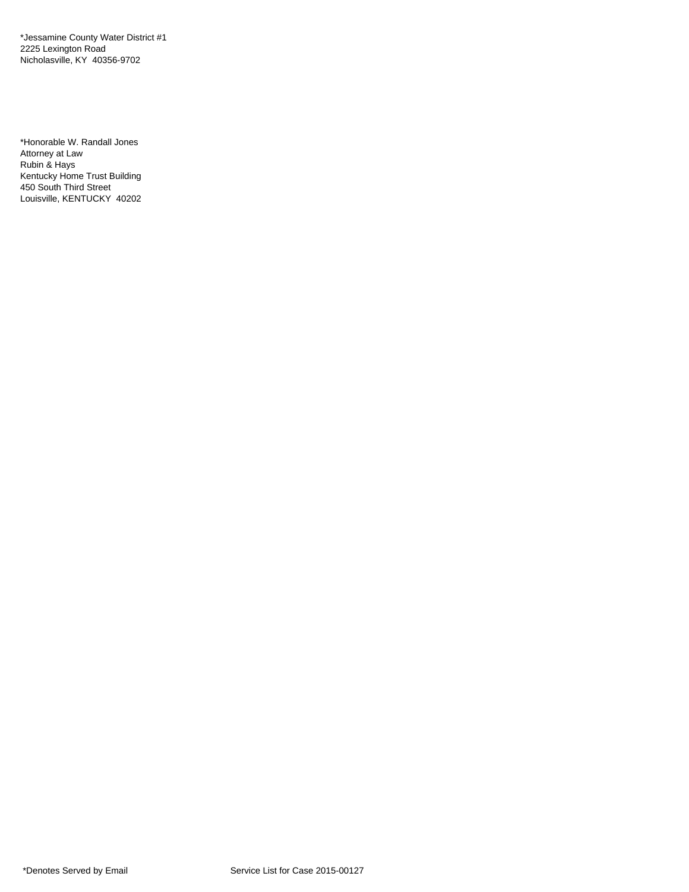*Jessamine County Water District #1
2225 Lexington Road
Nicholasville, KY 40356-9702

*Honorable W. Randall Jones
Attorney at Law
Rubin & Hays
Kentucky Home Trust Building
450 South Third Street
Louisville, KENTUCKY 40202

*Denotes Served by Email

Service List for Case 2015-00127